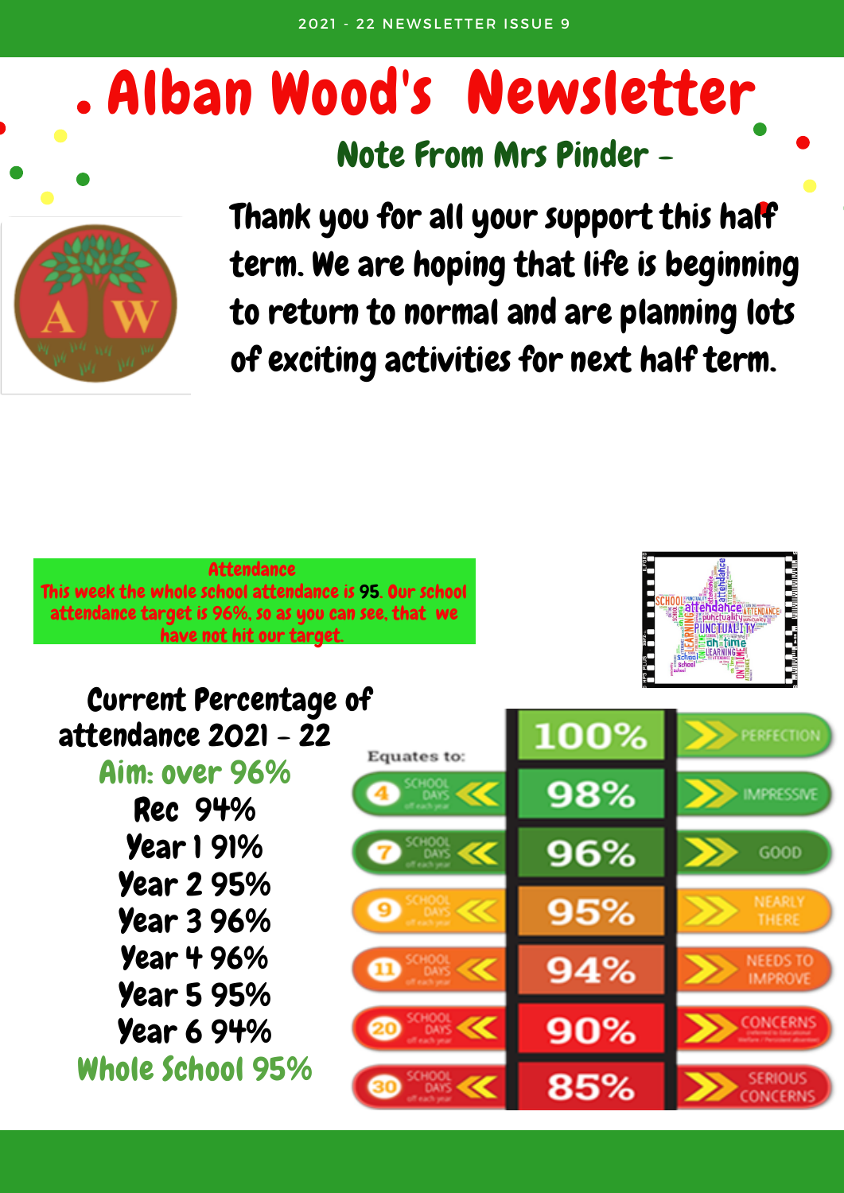# Alban Wood's Newsletter

## Note From Mrs Pinder –

Thank you for all your support this half term. We are hoping that life is beginning to return to normal and are planning lots of exciting activities for next half term.

**Attendance**

This week the whole school attendance is 95. Our school attendance target is 96%, so as you can see, that we have not hit our target.

### Current Percentage of attendance 2021 – 22

Aim: over 96%

- Rec 94%
- Year 1 91%
- Year 2 95%
- Year 3 96%
- Year 4 96%
- Year 5 95%
- Year 6 94%

**Whole School 95%**

| Equates to: | Attendance | |
|---|---|---|
| | 100% | PERFECTION |
| 4 SCHOOL DAYS off each year | 98% | IMPRESSIVE |
| 7 SCHOOL DAYS off each year | 96% | GOOD |
| 9 SCHOOL DAYS off each year | 95% | NEARLY THERE |
| 11 SCHOOL DAYS off each year | 94% | NEEDS TO IMPROVE |
| 20 SCHOOL DAYS off each year | 90% | CONCERNS |
| 30 SCHOOL DAYS off each year | 85% | SERIOUS CONCERNS |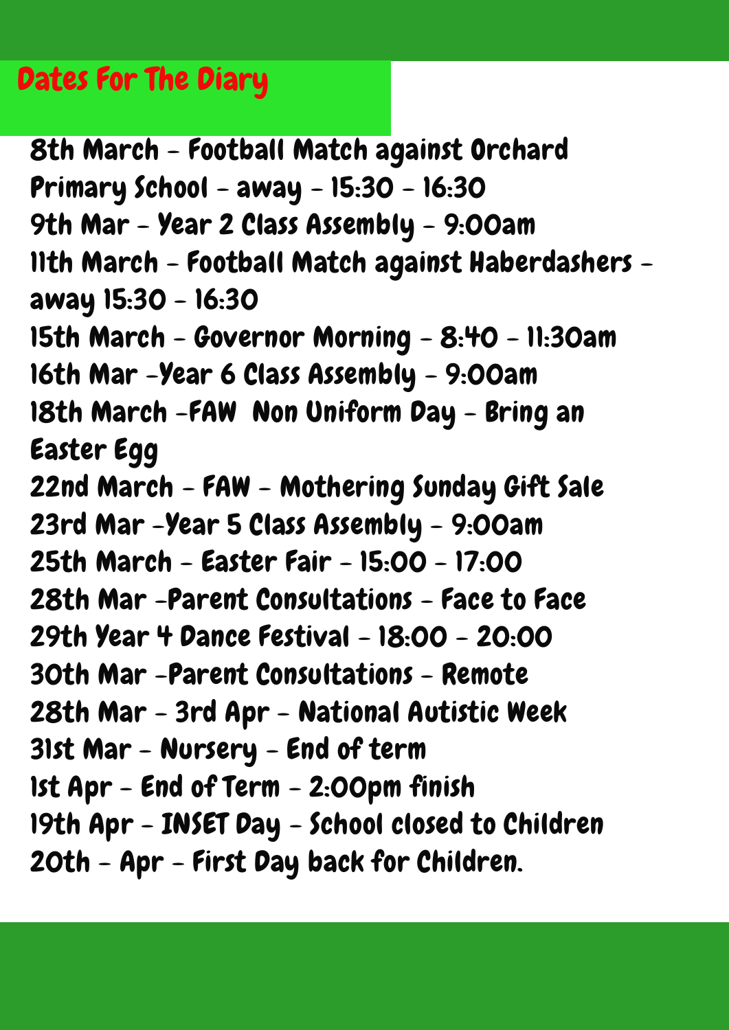## Dates For The Diary

8th March - Football Match against Orchard Primary School - away - 15:30 - 16:30
9th Mar - Year 2 Class Assembly - 9:00am
11th March - Football Match against Haberdashers - away 15:30 - 16:30
15th March - Governor Morning - 8:40 - 11:30am
16th Mar -Year 6 Class Assembly - 9:00am
18th March -FAW Non Uniform Day - Bring an Easter Egg
22nd March - FAW - Mothering Sunday Gift Sale
23rd Mar -Year 5 Class Assembly - 9:00am
25th March - Easter Fair - 15:00 - 17:00
28th Mar -Parent Consultations - Face to Face
29th Year 4 Dance Festival - 18:00 - 20:00
30th Mar -Parent Consultations - Remote
28th Mar - 3rd Apr - National Autistic Week
31st Mar - Nursery - End of term
1st Apr - End of Term - 2:00pm finish
19th Apr - INSET Day - School closed to Children
20th - Apr - First Day back for Children.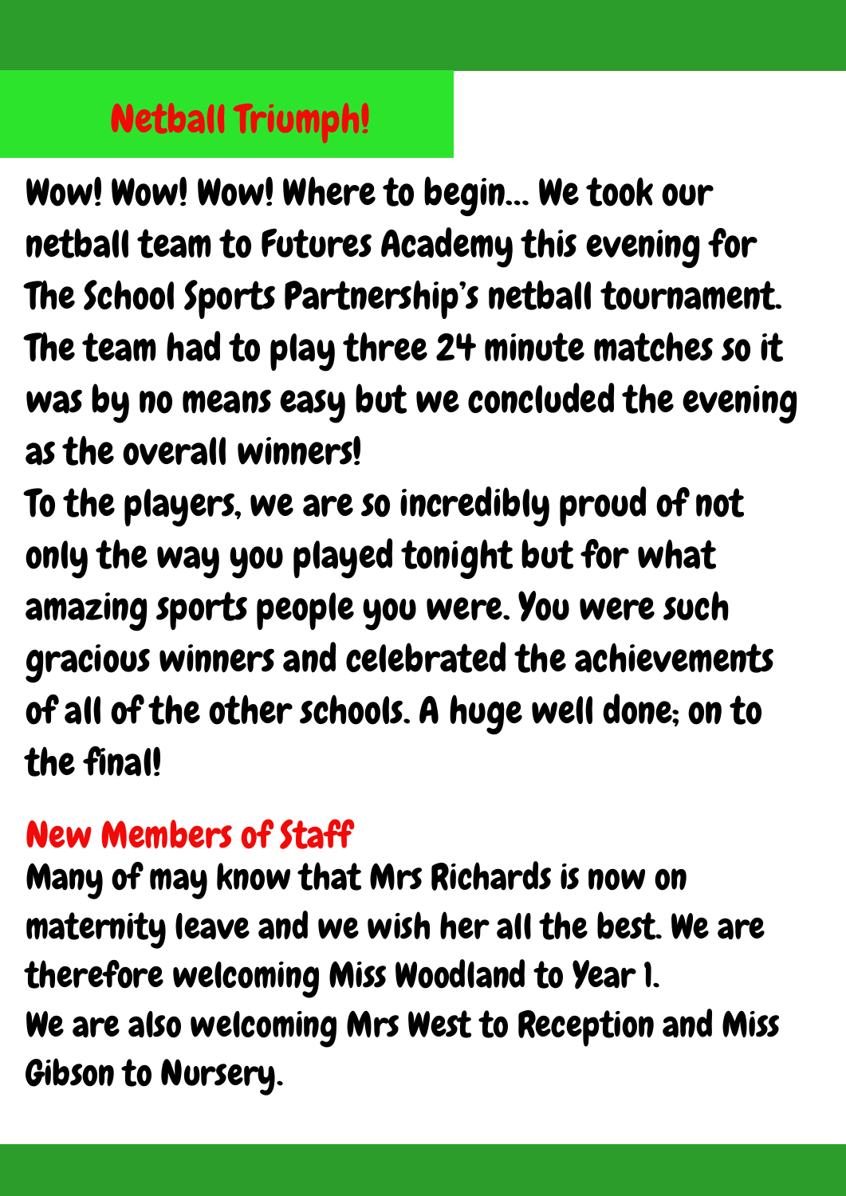## Netball Triumph!

Wow! Wow! Wow! Where to begin... We took our netball team to Futures Academy this evening for The School Sports Partnership's netball tournament. The team had to play three 24 minute matches so it was by no means easy but we concluded the evening as the overall winners!

To the players, we are so incredibly proud of not only the way you played tonight but for what amazing sports people you were. You were such gracious winners and celebrated the achievements of all of the other schools. A huge well done; on to the final!

## New Members of Staff

Many of may know that Mrs Richards is now on maternity leave and we wish her all the best. We are therefore welcoming Miss Woodland to Year 1.

We are also welcoming Mrs West to Reception and Miss Gibson to Nursery.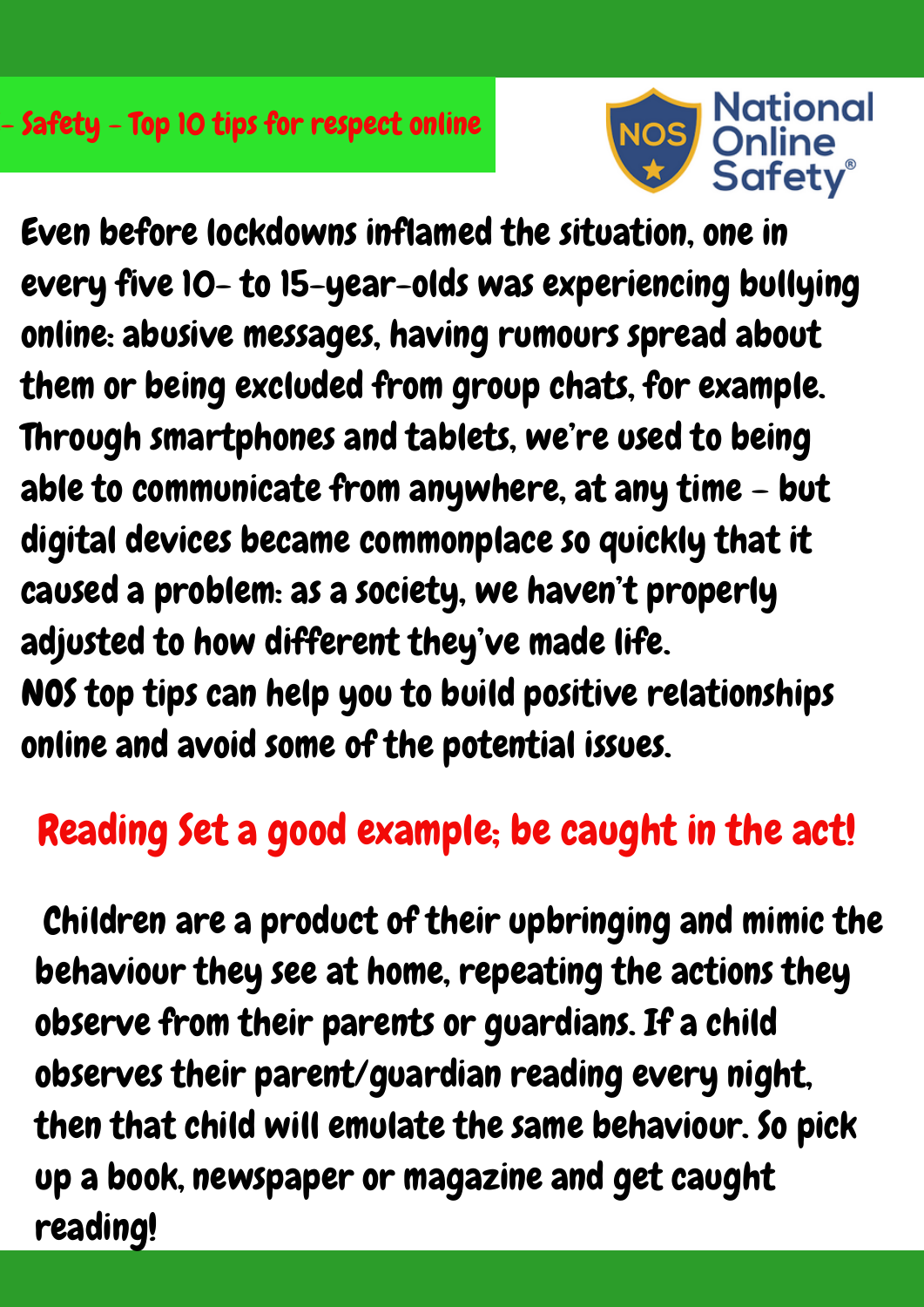## - Safety - Top 10 tips for respect online

National Online Safety

Even before lockdowns inflamed the situation, one in every five 10- to 15-year-olds was experiencing bullying online: abusive messages, having rumours spread about them or being excluded from group chats, for example. Through smartphones and tablets, we're used to being able to communicate from anywhere, at any time – but digital devices became commonplace so quickly that it caused a problem: as a society, we haven't properly adjusted to how different they've made life.
NOS top tips can help you to build positive relationships online and avoid some of the potential issues.

## Reading Set a good example; be caught in the act!

Children are a product of their upbringing and mimic the behaviour they see at home, repeating the actions they observe from their parents or guardians. If a child observes their parent/guardian reading every night, then that child will emulate the same behaviour. So pick up a book, newspaper or magazine and get caught reading!